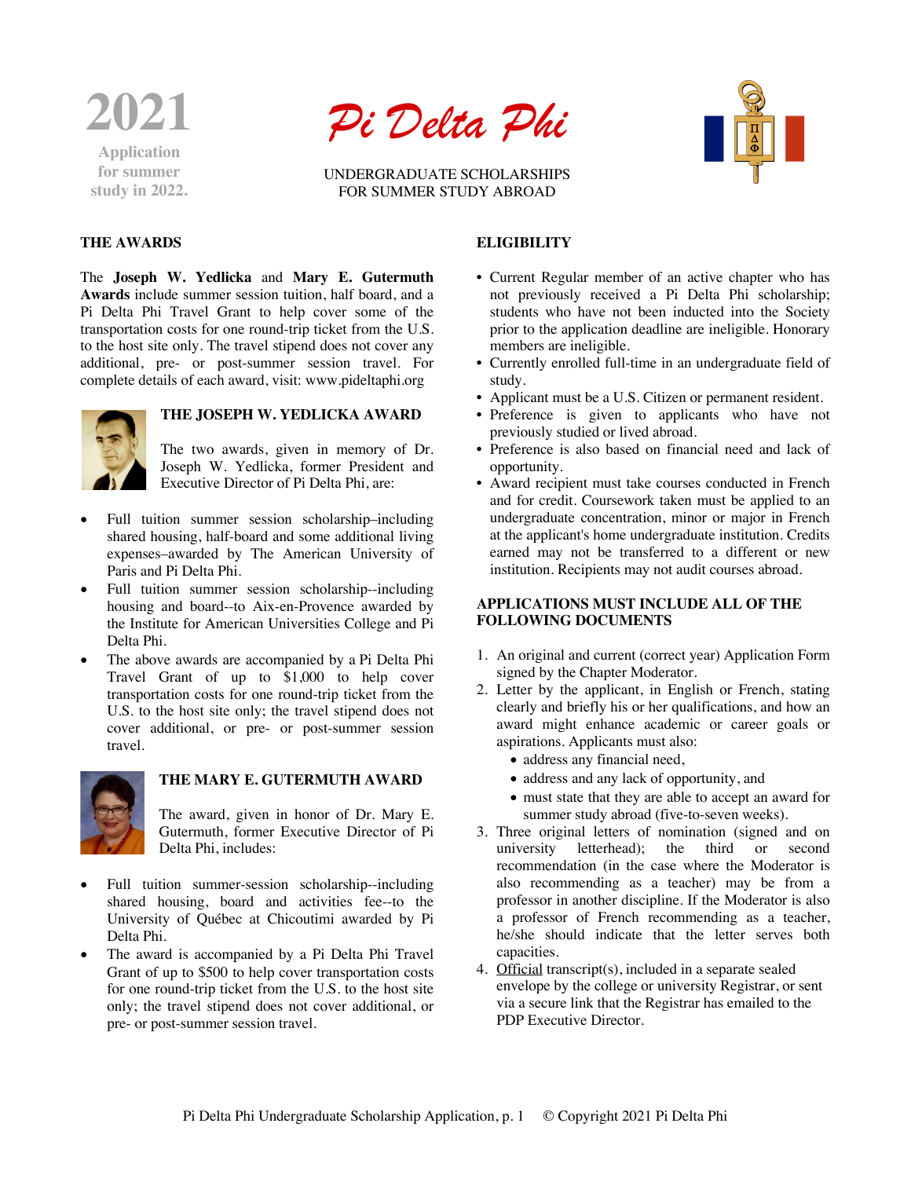**2021**
Application for summer study in 2022.

# Pi Delta Phi

UNDERGRADUATE SCHOLARSHIPS
FOR SUMMER STUDY ABROAD

## THE AWARDS

The **Joseph W. Yedlicka** and **Mary E. Gutermuth Awards** include summer session tuition, half board, and a Pi Delta Phi Travel Grant to help cover some of the transportation costs for one round-trip ticket from the U.S. to the host site only. The travel stipend does not cover any additional, pre- or post-summer session travel. For complete details of each award, visit: www.pideltaphi.org

### THE JOSEPH W. YEDLICKA AWARD

The two awards, given in memory of Dr. Joseph W. Yedlicka, former President and Executive Director of Pi Delta Phi, are:

- Full tuition summer session scholarship–including shared housing, half-board and some additional living expenses–awarded by The American University of Paris and Pi Delta Phi.
- Full tuition summer session scholarship--including housing and board--to Aix-en-Provence awarded by the Institute for American Universities College and Pi Delta Phi.
- The above awards are accompanied by a Pi Delta Phi Travel Grant of up to $1,000 to help cover transportation costs for one round-trip ticket from the U.S. to the host site only; the travel stipend does not cover additional, or pre- or post-summer session travel.

### THE MARY E. GUTERMUTH AWARD

The award, given in honor of Dr. Mary E. Gutermuth, former Executive Director of Pi Delta Phi, includes:

- Full tuition summer-session scholarship--including shared housing, board and activities fee--to the University of Québec at Chicoutimi awarded by Pi Delta Phi.
- The award is accompanied by a Pi Delta Phi Travel Grant of up to $500 to help cover transportation costs for one round-trip ticket from the U.S. to the host site only; the travel stipend does not cover additional, or pre- or post-summer session travel.

## ELIGIBILITY

- Current Regular member of an active chapter who has not previously received a Pi Delta Phi scholarship; students who have not been inducted into the Society prior to the application deadline are ineligible. Honorary members are ineligible.
- Currently enrolled full-time in an undergraduate field of study.
- Applicant must be a U.S. Citizen or permanent resident.
- Preference is given to applicants who have not previously studied or lived abroad.
- Preference is also based on financial need and lack of opportunity.
- Award recipient must take courses conducted in French and for credit. Coursework taken must be applied to an undergraduate concentration, minor or major in French at the applicant's home undergraduate institution. Credits earned may not be transferred to a different or new institution. Recipients may not audit courses abroad.

## APPLICATIONS MUST INCLUDE ALL OF THE FOLLOWING DOCUMENTS

1. An original and current (correct year) Application Form signed by the Chapter Moderator.
2. Letter by the applicant, in English or French, stating clearly and briefly his or her qualifications, and how an award might enhance academic or career goals or aspirations. Applicants must also:
   - address any financial need,
   - address and any lack of opportunity, and
   - must state that they are able to accept an award for summer study abroad (five-to-seven weeks).
3. Three original letters of nomination (signed and on university letterhead); the third or second recommendation (in the case where the Moderator is also recommending as a teacher) may be from a professor in another discipline. If the Moderator is also a professor of French recommending as a teacher, he/she should indicate that the letter serves both capacities.
4. Official transcript(s), included in a separate sealed envelope by the college or university Registrar, or sent via a secure link that the Registrar has emailed to the PDP Executive Director.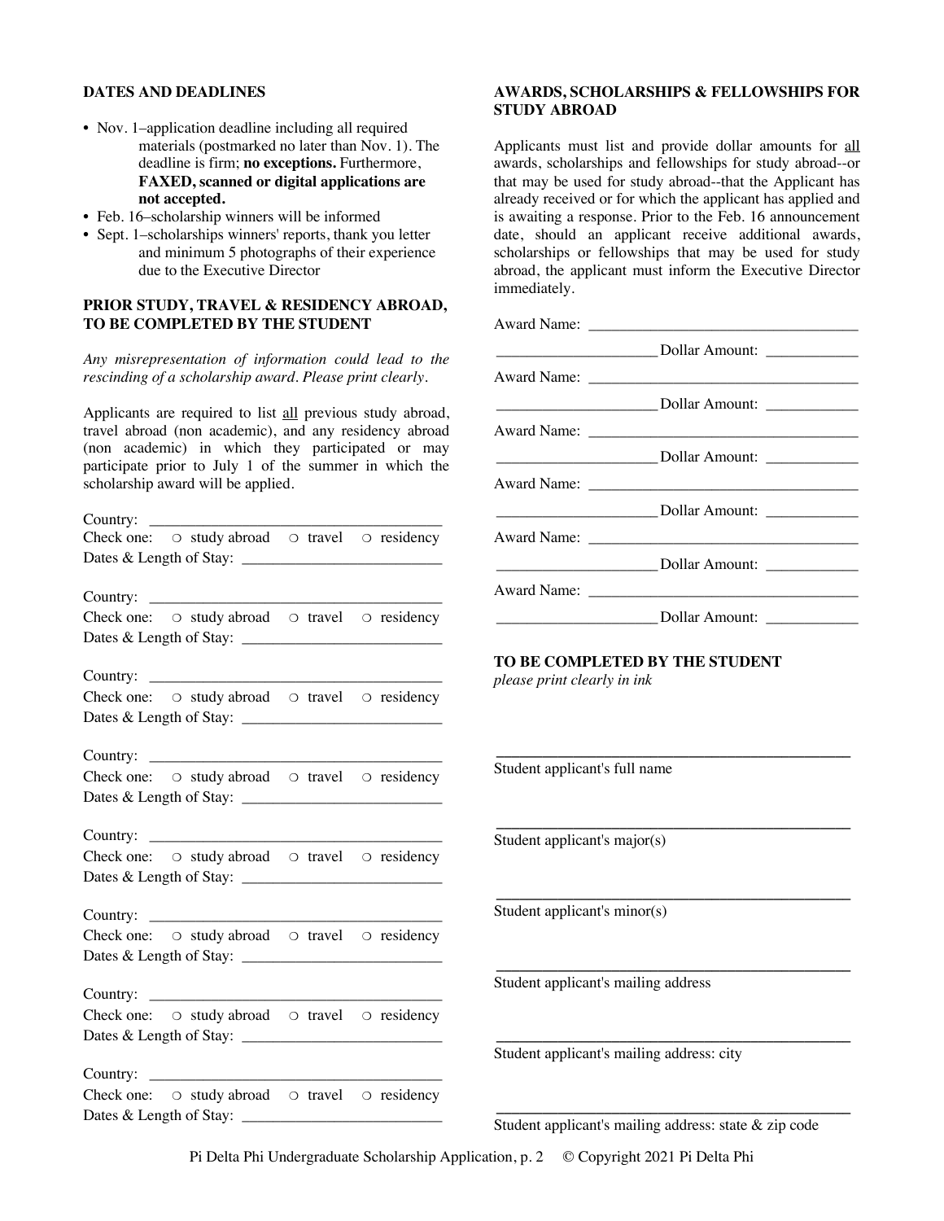## DATES AND DEADLINES

- Nov. 1–application deadline including all required materials (postmarked no later than Nov. 1). The deadline is firm; **no exceptions.** Furthermore, **FAXED, scanned or digital applications are not accepted.**
- Feb. 16–scholarship winners will be informed
- Sept. 1–scholarships winners' reports, thank you letter and minimum 5 photographs of their experience due to the Executive Director

## PRIOR STUDY, TRAVEL & RESIDENCY ABROAD, TO BE COMPLETED BY THE STUDENT

*Any misrepresentation of information could lead to the rescinding of a scholarship award. Please print clearly.*

Applicants are required to list all previous study abroad, travel abroad (non academic), and any residency abroad (non academic) in which they participated or may participate prior to July 1 of the summer in which the scholarship award will be applied.

Country: ______________________________________
Check one: ○ study abroad ○ travel ○ residency
Dates & Length of Stay: __________________________

Country: ______________________________________
Check one: ○ study abroad ○ travel ○ residency
Dates & Length of Stay: __________________________

Country: ______________________________________
Check one: ○ study abroad ○ travel ○ residency
Dates & Length of Stay: __________________________

Country: ______________________________________
Check one: ○ study abroad ○ travel ○ residency
Dates & Length of Stay: __________________________

Country: ______________________________________
Check one: ○ study abroad ○ travel ○ residency
Dates & Length of Stay: __________________________

Country: ______________________________________
Check one: ○ study abroad ○ travel ○ residency
Dates & Length of Stay: __________________________

Country: ______________________________________
Check one: ○ study abroad ○ travel ○ residency
Dates & Length of Stay: __________________________

Country: ______________________________________
Check one: ○ study abroad ○ travel ○ residency
Dates & Length of Stay: __________________________

## AWARDS, SCHOLARSHIPS & FELLOWSHIPS FOR STUDY ABROAD

Applicants must list and provide dollar amounts for all awards, scholarships and fellowships for study abroad--or that may be used for study abroad--that the Applicant has already received or for which the applicant has applied and is awaiting a response. Prior to the Feb. 16 announcement date, should an applicant receive additional awards, scholarships or fellowships that may be used for study abroad, the applicant must inform the Executive Director immediately.

Award Name: ___________________________________
____________________ Dollar Amount: ____________

Award Name: ___________________________________
____________________ Dollar Amount: ____________

Award Name: ___________________________________
____________________ Dollar Amount: ____________

Award Name: ___________________________________
____________________ Dollar Amount: ____________

Award Name: ___________________________________
____________________ Dollar Amount: ____________

Award Name: ___________________________________
____________________ Dollar Amount: ____________

## TO BE COMPLETED BY THE STUDENT

*please print clearly in ink*

_____________________________________________
Student applicant's full name

_____________________________________________
Student applicant's major(s)

_____________________________________________
Student applicant's minor(s)

_____________________________________________
Student applicant's mailing address

_____________________________________________
Student applicant's mailing address: city

_____________________________________________
Student applicant's mailing address: state & zip code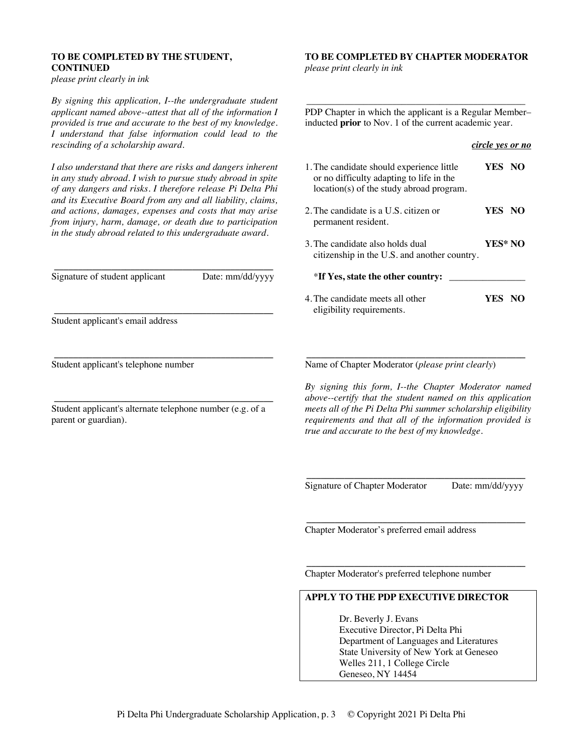**TO BE COMPLETED BY THE STUDENT, CONTINUED**
*please print clearly in ink*

*By signing this application, I--the undergraduate student applicant named above--attest that all of the information I provided is true and accurate to the best of my knowledge. I understand that false information could lead to the rescinding of a scholarship award.*

*I also understand that there are risks and dangers inherent in any study abroad. I wish to pursue study abroad in spite of any dangers and risks. I therefore release Pi Delta Phi and its Executive Board from any and all liability, claims, and actions, damages, expenses and costs that may arise from injury, harm, damage, or death due to participation in the study abroad related to this undergraduate award.*

\_\_\_\_\_\_\_\_\_\_\_\_\_\_\_\_\_\_\_\_\_\_\_\_\_\_\_\_\_\_\_\_\_\_\_\_\_\_\_\_\_\_\_\_

Signature of student applicant Date: mm/dd/yyyy

\_\_\_\_\_\_\_\_\_\_\_\_\_\_\_\_\_\_\_\_\_\_\_\_\_\_\_\_\_\_\_\_\_\_\_\_\_\_\_\_\_\_\_\_

Student applicant's email address

\_\_\_\_\_\_\_\_\_\_\_\_\_\_\_\_\_\_\_\_\_\_\_\_\_\_\_\_\_\_\_\_\_\_\_\_\_\_\_\_\_\_\_\_

Student applicant's telephone number

\_\_\_\_\_\_\_\_\_\_\_\_\_\_\_\_\_\_\_\_\_\_\_\_\_\_\_\_\_\_\_\_\_\_\_\_\_\_\_\_\_\_\_\_

Student applicant's alternate telephone number (e.g. of a parent or guardian).

**TO BE COMPLETED BY CHAPTER MODERATOR**
*please print clearly in ink*

\_\_\_\_\_\_\_\_\_\_\_\_\_\_\_\_\_\_\_\_\_\_\_\_\_\_\_\_\_\_\_\_\_\_\_\_\_\_\_\_\_\_\_\_

PDP Chapter in which the applicant is a Regular Member–inducted **prior** to Nov. 1 of the current academic year.

***circle yes or no***

1. The candidate should experience little or no difficulty adapting to life in the location(s) of the study abroad program. **YES NO**
2. The candidate is a U.S. citizen or permanent resident. **YES NO**
3. The candidate also holds dual citizenship in the U.S. and another country. **YES\* NO**

   \***If Yes, state the other country:** \_\_\_\_\_\_\_\_\_\_\_\_\_\_\_\_
4. The candidate meets all other eligibility requirements. **YES NO**

\_\_\_\_\_\_\_\_\_\_\_\_\_\_\_\_\_\_\_\_\_\_\_\_\_\_\_\_\_\_\_\_\_\_\_\_\_\_\_\_\_\_\_\_

Name of Chapter Moderator (*please print clearly*)

*By signing this form, I--the Chapter Moderator named above--certify that the student named on this application meets all of the Pi Delta Phi summer scholarship eligibility requirements and that all of the information provided is true and accurate to the best of my knowledge.*

\_\_\_\_\_\_\_\_\_\_\_\_\_\_\_\_\_\_\_\_\_\_\_\_\_\_\_\_\_\_\_\_\_\_\_\_\_\_\_\_\_\_\_\_

Signature of Chapter Moderator Date: mm/dd/yyyy

\_\_\_\_\_\_\_\_\_\_\_\_\_\_\_\_\_\_\_\_\_\_\_\_\_\_\_\_\_\_\_\_\_\_\_\_\_\_\_\_\_\_\_\_

Chapter Moderator's preferred email address

\_\_\_\_\_\_\_\_\_\_\_\_\_\_\_\_\_\_\_\_\_\_\_\_\_\_\_\_\_\_\_\_\_\_\_\_\_\_\_\_\_\_\_\_

Chapter Moderator's preferred telephone number

**APPLY TO THE PDP EXECUTIVE DIRECTOR**

Dr. Beverly J. Evans
Executive Director, Pi Delta Phi
Department of Languages and Literatures
State University of New York at Geneseo
Welles 211, 1 College Circle
Geneseo, NY 14454